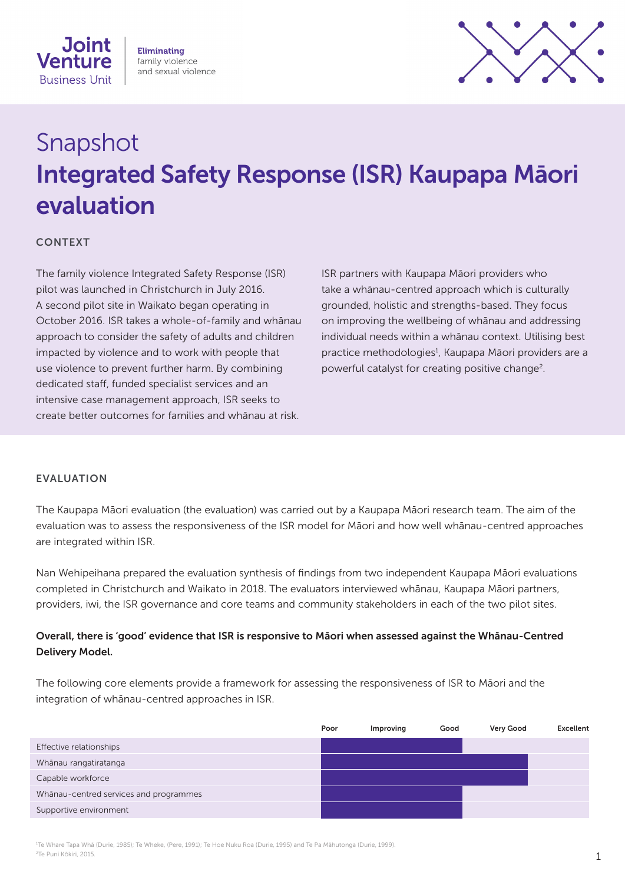**Joint Venture** Business Unit

**Eliminating** family violence and sexual violence

# Snapshot

# Integrated Safety Response (ISR) Kaupapa Māori evaluation

## CONTEXT

The family violence Integrated Safety Response (ISR) pilot was launched in Christchurch in July 2016. A second pilot site in Waikato began operating in October 2016. ISR takes a whole-of-family and whānau approach to consider the safety of adults and children impacted by violence and to work with people that use violence to prevent further harm. By combining dedicated staff, funded specialist services and an intensive case management approach, ISR seeks to create better outcomes for families and whānau at risk.

ISR partners with Kaupapa Māori providers who take a whānau-centred approach which is culturally grounded, holistic and strengths-based. They focus on improving the wellbeing of whānau and addressing individual needs within a whānau context. Utilising best practice methodologies[1], Kaupapa Māori providers are a powerful catalyst for creating positive change[2].

## EVALUATION

The Kaupapa Māori evaluation (the evaluation) was carried out by a Kaupapa Māori research team. The aim of the evaluation was to assess the responsiveness of the ISR model for Māori and how well whānau-centred approaches are integrated within ISR.

Nan Wehipeihana prepared the evaluation synthesis of findings from two independent Kaupapa Māori evaluations completed in Christchurch and Waikato in 2018. The evaluators interviewed whānau, Kaupapa Māori partners, providers, iwi, the ISR governance and core teams and community stakeholders in each of the two pilot sites.

**Overall, there is 'good' evidence that ISR is responsive to Māori when assessed against the Whānau-Centred Delivery Model.**

The following core elements provide a framework for assessing the responsiveness of ISR to Māori and the integration of whānau-centred approaches in ISR.

| | Poor | Improving | Good | Very Good | Excellent |
|---|---|---|---|---|---|
| Effective relationships | | | ✓ | | |
| Whānau rangatiratanga | | | | ✓ | |
| Capable workforce | | | | ✓ | |
| Whānau-centred services and programmes | | | ✓ | | |
| Supportive environment | | | ✓ | | |

[1] Te Whare Tapa Whā (Durie, 1985); Te Wheke, (Pere, 1991); Te Hoe Nuku Roa (Durie, 1995) and Te Pa Māhutonga (Durie, 1999).

[2] Te Puni Kōkiri, 2015.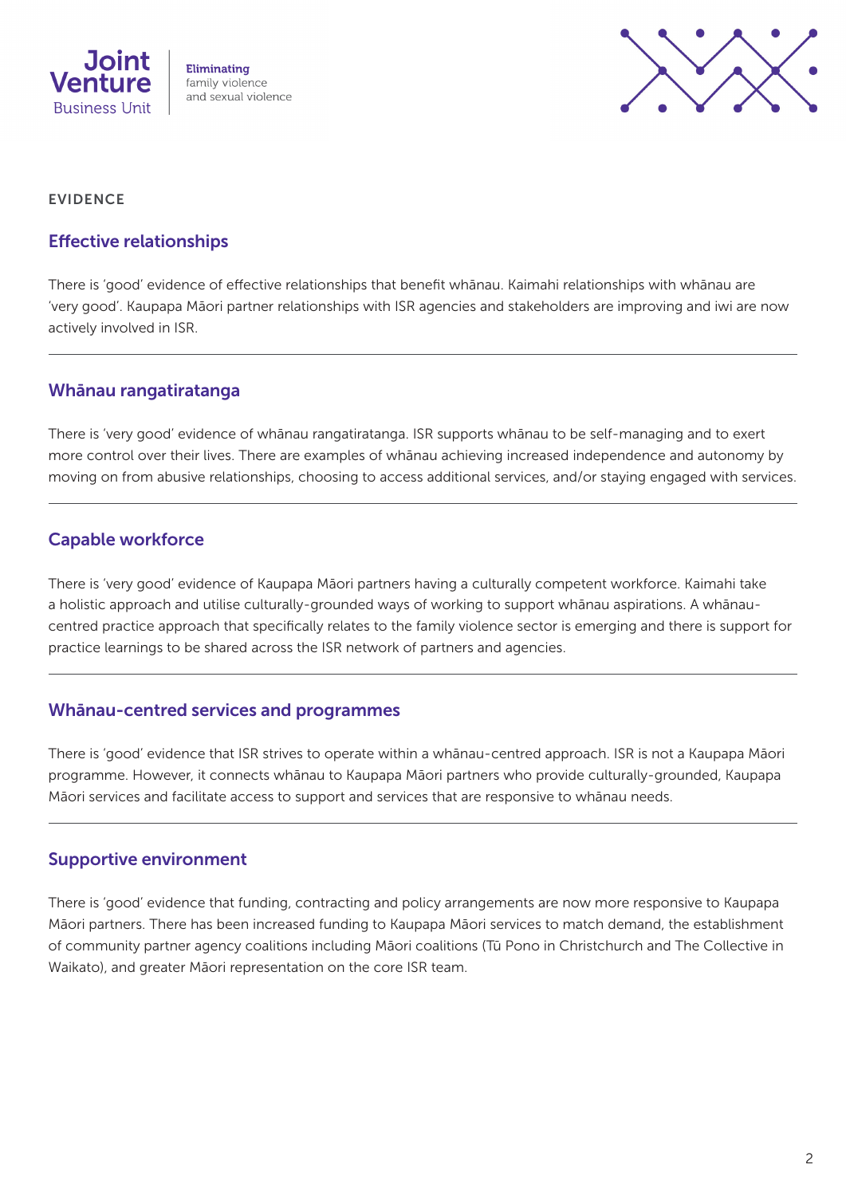EVIDENCE

## Effective relationships

There is 'good' evidence of effective relationships that benefit whānau. Kaimahi relationships with whānau are 'very good'. Kaupapa Māori partner relationships with ISR agencies and stakeholders are improving and iwi are now actively involved in ISR.

---

## Whānau rangatiratanga

There is 'very good' evidence of whānau rangatiratanga. ISR supports whānau to be self-managing and to exert more control over their lives. There are examples of whānau achieving increased independence and autonomy by moving on from abusive relationships, choosing to access additional services, and/or staying engaged with services.

---

## Capable workforce

There is 'very good' evidence of Kaupapa Māori partners having a culturally competent workforce. Kaimahi take a holistic approach and utilise culturally-grounded ways of working to support whānau aspirations. A whānau-centred practice approach that specifically relates to the family violence sector is emerging and there is support for practice learnings to be shared across the ISR network of partners and agencies.

---

## Whānau-centred services and programmes

There is 'good' evidence that ISR strives to operate within a whānau-centred approach. ISR is not a Kaupapa Māori programme. However, it connects whānau to Kaupapa Māori partners who provide culturally-grounded, Kaupapa Māori services and facilitate access to support and services that are responsive to whānau needs.

---

## Supportive environment

There is 'good' evidence that funding, contracting and policy arrangements are now more responsive to Kaupapa Māori partners. There has been increased funding to Kaupapa Māori services to match demand, the establishment of community partner agency coalitions including Māori coalitions (Tū Pono in Christchurch and The Collective in Waikato), and greater Māori representation on the core ISR team.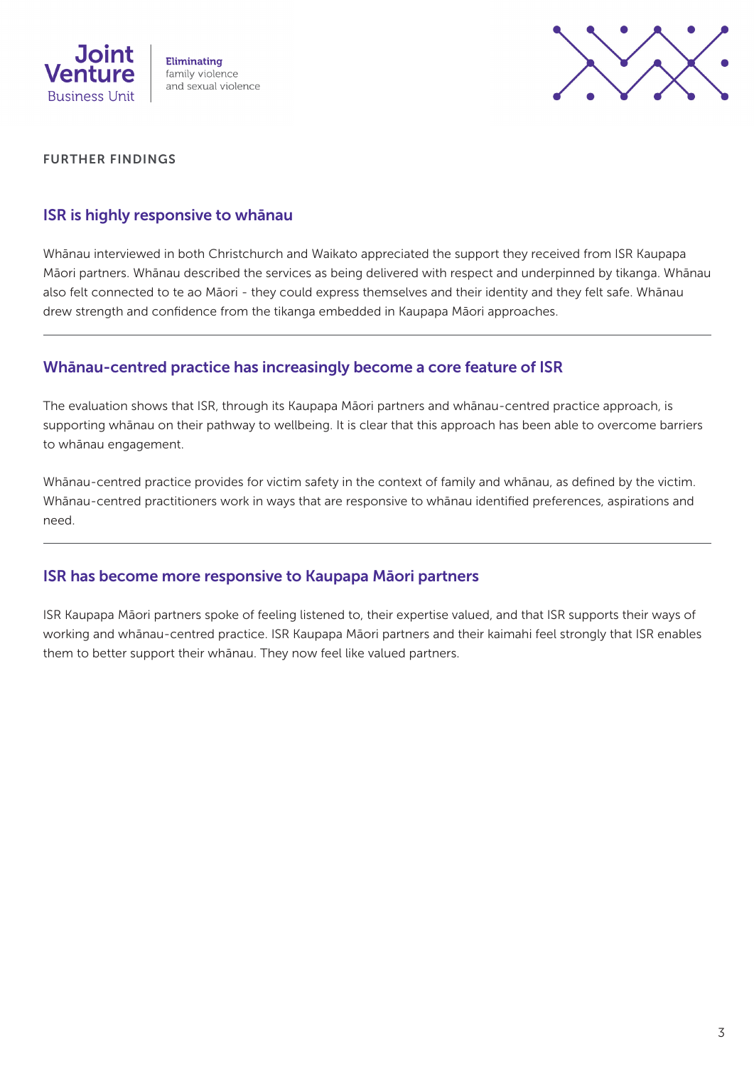FURTHER FINDINGS

## ISR is highly responsive to whānau

Whānau interviewed in both Christchurch and Waikato appreciated the support they received from ISR Kaupapa Māori partners. Whānau described the services as being delivered with respect and underpinned by tikanga. Whānau also felt connected to te ao Māori - they could express themselves and their identity and they felt safe. Whānau drew strength and confidence from the tikanga embedded in Kaupapa Māori approaches.

---

## Whānau-centred practice has increasingly become a core feature of ISR

The evaluation shows that ISR, through its Kaupapa Māori partners and whānau-centred practice approach, is supporting whānau on their pathway to wellbeing. It is clear that this approach has been able to overcome barriers to whānau engagement.

Whānau-centred practice provides for victim safety in the context of family and whānau, as defined by the victim. Whānau-centred practitioners work in ways that are responsive to whānau identified preferences, aspirations and need.

---

## ISR has become more responsive to Kaupapa Māori partners

ISR Kaupapa Māori partners spoke of feeling listened to, their expertise valued, and that ISR supports their ways of working and whānau-centred practice. ISR Kaupapa Māori partners and their kaimahi feel strongly that ISR enables them to better support their whānau. They now feel like valued partners.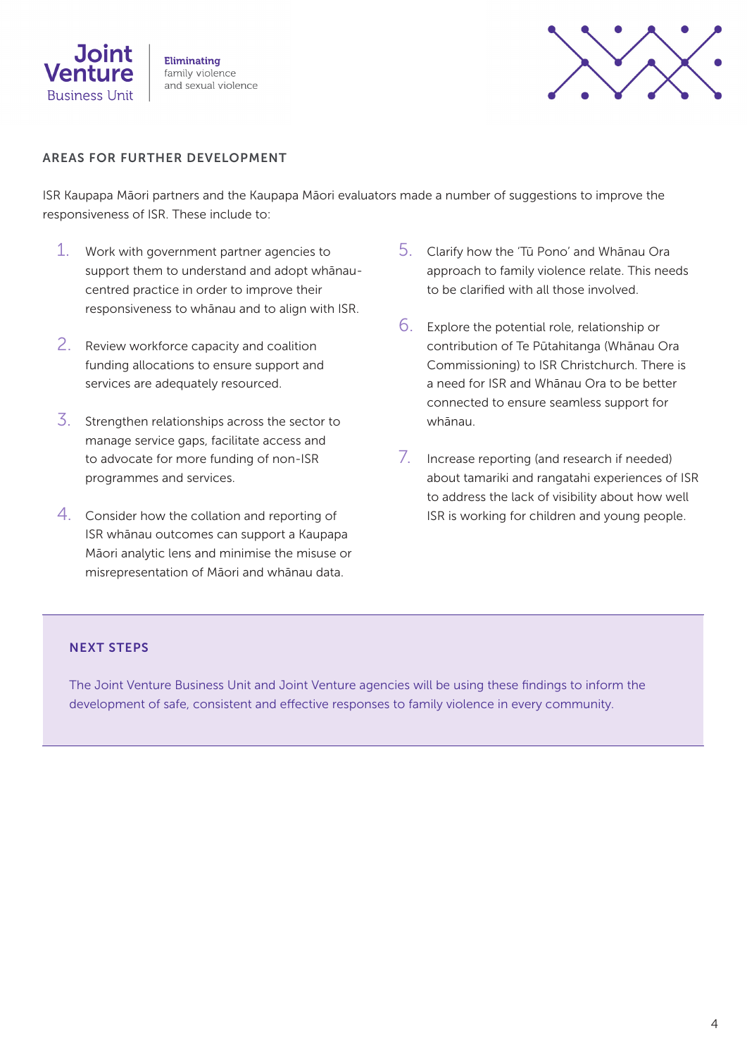## AREAS FOR FURTHER DEVELOPMENT

ISR Kaupapa Māori partners and the Kaupapa Māori evaluators made a number of suggestions to improve the responsiveness of ISR. These include to:

1. Work with government partner agencies to support them to understand and adopt whānau-centred practice in order to improve their responsiveness to whānau and to align with ISR.
2. Review workforce capacity and coalition funding allocations to ensure support and services are adequately resourced.
3. Strengthen relationships across the sector to manage service gaps, facilitate access and to advocate for more funding of non-ISR programmes and services.
4. Consider how the collation and reporting of ISR whānau outcomes can support a Kaupapa Māori analytic lens and minimise the misuse or misrepresentation of Māori and whānau data.
5. Clarify how the 'Tū Pono' and Whānau Ora approach to family violence relate. This needs to be clarified with all those involved.
6. Explore the potential role, relationship or contribution of Te Pūtahitanga (Whānau Ora Commissioning) to ISR Christchurch. There is a need for ISR and Whānau Ora to be better connected to ensure seamless support for whānau.
7. Increase reporting (and research if needed) about tamariki and rangatahi experiences of ISR to address the lack of visibility about how well ISR is working for children and young people.

## NEXT STEPS

The Joint Venture Business Unit and Joint Venture agencies will be using these findings to inform the development of safe, consistent and effective responses to family violence in every community.